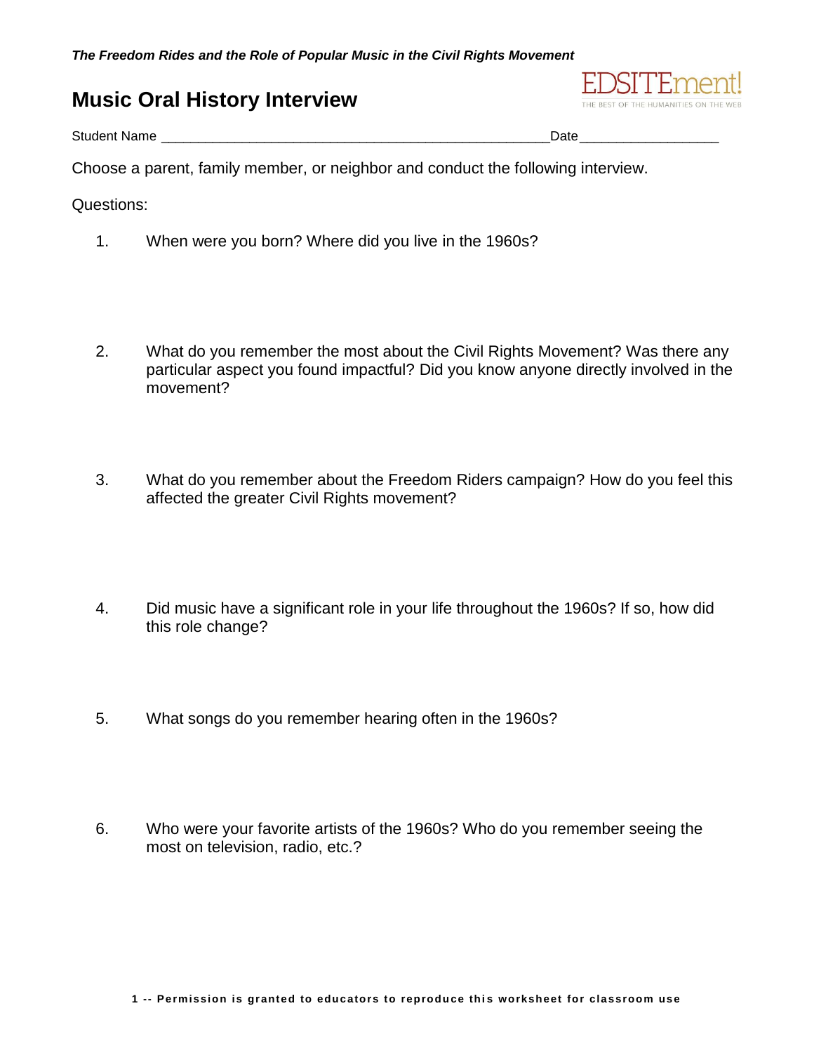*The Freedom Rides and the Role of Popular Music in the Civil Rights Movement*

# Music Oral History Interview

EDSITEment! THE BEST OF THE HUMANITIES ON THE WEB

Student Name ____________________________________________________Date__________________

Choose a parent, family member, or neighbor and conduct the following interview.

Questions:

1. When were you born? Where did you live in the 1960s?

2. What do you remember the most about the Civil Rights Movement? Was there any particular aspect you found impactful? Did you know anyone directly involved in the movement?

3. What do you remember about the Freedom Riders campaign? How do you feel this affected the greater Civil Rights movement?

4. Did music have a significant role in your life throughout the 1960s? If so, how did this role change?

5. What songs do you remember hearing often in the 1960s?

6. Who were your favorite artists of the 1960s? Who do you remember seeing the most on television, radio, etc.?

1 -- Permission is granted to educators to reproduce this worksheet for classroom use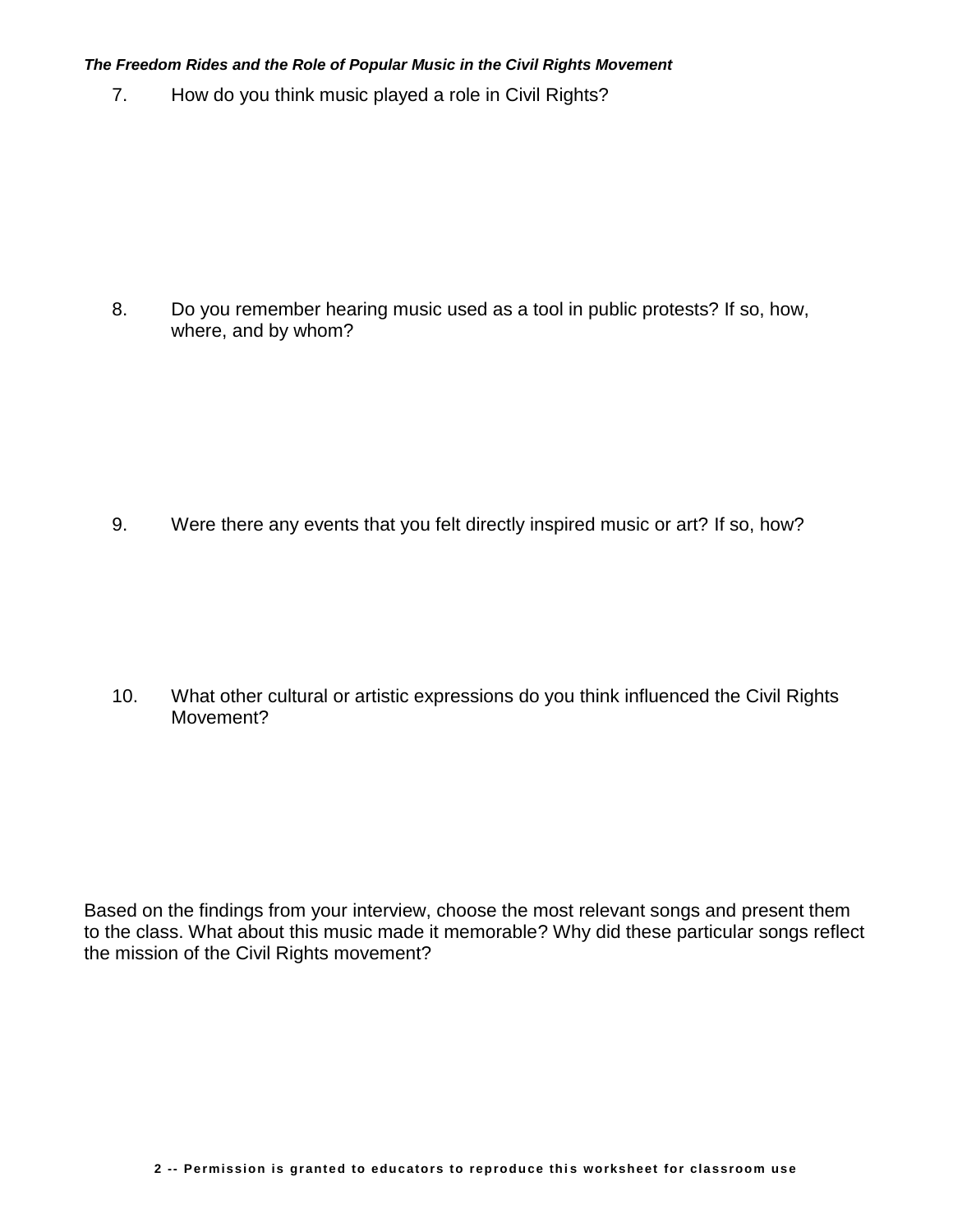7. How do you think music played a role in Civil Rights?

8. Do you remember hearing music used as a tool in public protests? If so, how, where, and by whom?

9. Were there any events that you felt directly inspired music or art? If so, how?

10. What other cultural or artistic expressions do you think influenced the Civil Rights Movement?

Based on the findings from your interview, choose the most relevant songs and present them to the class. What about this music made it memorable? Why did these particular songs reflect the mission of the Civil Rights movement?

**Permission is granted to educators to reproduce this worksheet for classroom use**